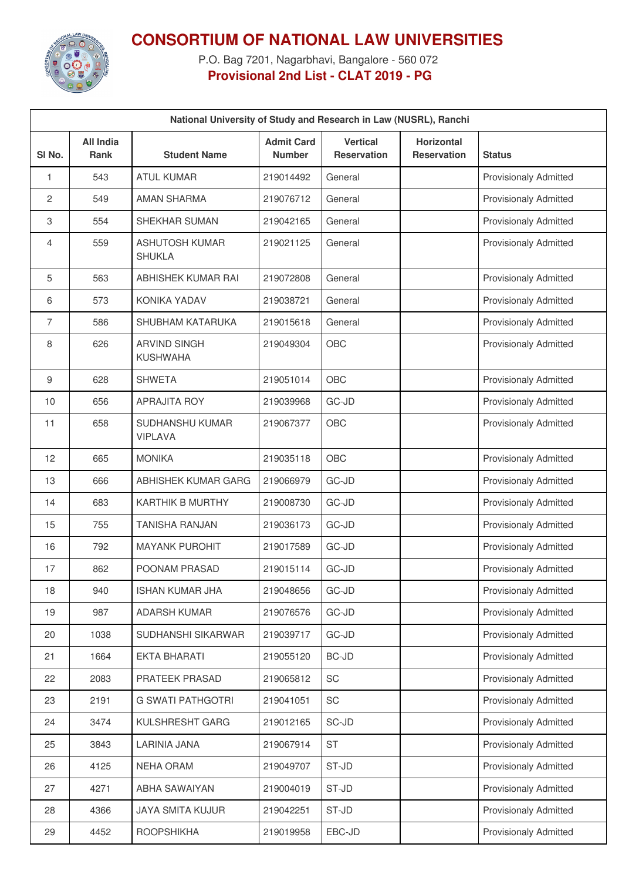# CONSORTIUM OF NATIONAL LAW UNIVERSITIES

P.O. Bag 7201, Nagarbhavi, Bangalore - 560 072

**Provisional 2nd List - CLAT 2019 - PG**

| National University of Study and Research in Law (NUSRL), Ranchi | | | | | | |
|---|---|---|---|---|---|---|
| Sl No. | All India Rank | Student Name | Admit Card Number | Vertical Reservation | Horizontal Reservation | Status |
| 1 | 543 | ATUL KUMAR | 219014492 | General | | Provisionaly Admitted |
| 2 | 549 | AMAN SHARMA | 219076712 | General | | Provisionaly Admitted |
| 3 | 554 | SHEKHAR SUMAN | 219042165 | General | | Provisionaly Admitted |
| 4 | 559 | ASHUTOSH KUMAR SHUKLA | 219021125 | General | | Provisionaly Admitted |
| 5 | 563 | ABHISHEK KUMAR RAI | 219072808 | General | | Provisionaly Admitted |
| 6 | 573 | KONIKA YADAV | 219038721 | General | | Provisionaly Admitted |
| 7 | 586 | SHUBHAM KATARUKA | 219015618 | General | | Provisionaly Admitted |
| 8 | 626 | ARVIND SINGH KUSHWAHA | 219049304 | OBC | | Provisionaly Admitted |
| 9 | 628 | SHWETA | 219051014 | OBC | | Provisionaly Admitted |
| 10 | 656 | APRAJITA ROY | 219039968 | GC-JD | | Provisionaly Admitted |
| 11 | 658 | SUDHANSHU KUMAR VIPLAVA | 219067377 | OBC | | Provisionaly Admitted |
| 12 | 665 | MONIKA | 219035118 | OBC | | Provisionaly Admitted |
| 13 | 666 | ABHISHEK KUMAR GARG | 219066979 | GC-JD | | Provisionaly Admitted |
| 14 | 683 | KARTHIK B MURTHY | 219008730 | GC-JD | | Provisionaly Admitted |
| 15 | 755 | TANISHA RANJAN | 219036173 | GC-JD | | Provisionaly Admitted |
| 16 | 792 | MAYANK PUROHIT | 219017589 | GC-JD | | Provisionaly Admitted |
| 17 | 862 | POONAM PRASAD | 219015114 | GC-JD | | Provisionaly Admitted |
| 18 | 940 | ISHAN KUMAR JHA | 219048656 | GC-JD | | Provisionaly Admitted |
| 19 | 987 | ADARSH KUMAR | 219076576 | GC-JD | | Provisionaly Admitted |
| 20 | 1038 | SUDHANSHI SIKARWAR | 219039717 | GC-JD | | Provisionaly Admitted |
| 21 | 1664 | EKTA BHARATI | 219055120 | BC-JD | | Provisionaly Admitted |
| 22 | 2083 | PRATEEK PRASAD | 219065812 | SC | | Provisionaly Admitted |
| 23 | 2191 | G SWATI PATHGOTRI | 219041051 | SC | | Provisionaly Admitted |
| 24 | 3474 | KULSHRESHT GARG | 219012165 | SC-JD | | Provisionaly Admitted |
| 25 | 3843 | LARINIA JANA | 219067914 | ST | | Provisionaly Admitted |
| 26 | 4125 | NEHA ORAM | 219049707 | ST-JD | | Provisionaly Admitted |
| 27 | 4271 | ABHA SAWAIYAN | 219004019 | ST-JD | | Provisionaly Admitted |
| 28 | 4366 | JAYA SMITA KUJUR | 219042251 | ST-JD | | Provisionaly Admitted |
| 29 | 4452 | ROOPSHIKHA | 219019958 | EBC-JD | | Provisionaly Admitted |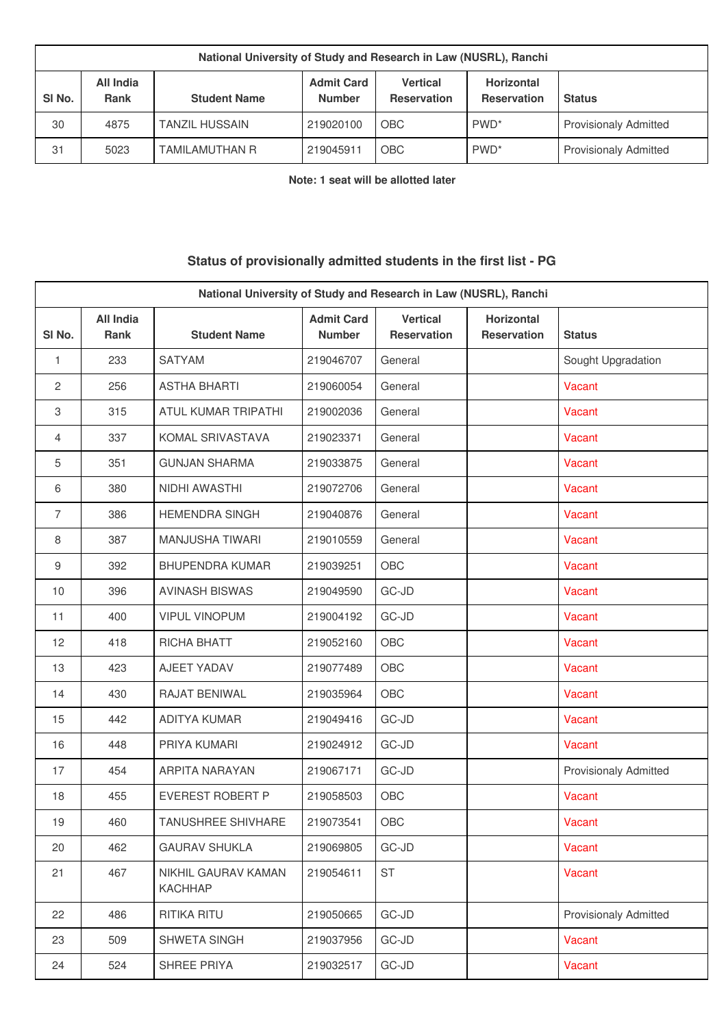| National University of Study and Research in Law (NUSRL), Ranchi | | | | | | |
|---|---|---|---|---|---|---|
| Sl No. | All India Rank | Student Name | Admit Card Number | Vertical Reservation | Horizontal Reservation | Status |
| 30 | 4875 | TANZIL HUSSAIN | 219020100 | OBC | PWD* | Provisionaly Admitted |
| 31 | 5023 | TAMILAMUTHAN R | 219045911 | OBC | PWD* | Provisionaly Admitted |

**Note: 1 seat will be allotted later**

## Status of provisionally admitted students in the first list - PG

| National University of Study and Research in Law (NUSRL), Ranchi | | | | | | |
|---|---|---|---|---|---|---|
| Sl No. | All India Rank | Student Name | Admit Card Number | Vertical Reservation | Horizontal Reservation | Status |
| 1 | 233 | SATYAM | 219046707 | General | | Sought Upgradation |
| 2 | 256 | ASTHA BHARTI | 219060054 | General | | Vacant |
| 3 | 315 | ATUL KUMAR TRIPATHI | 219002036 | General | | Vacant |
| 4 | 337 | KOMAL SRIVASTAVA | 219023371 | General | | Vacant |
| 5 | 351 | GUNJAN SHARMA | 219033875 | General | | Vacant |
| 6 | 380 | NIDHI AWASTHI | 219072706 | General | | Vacant |
| 7 | 386 | HEMENDRA SINGH | 219040876 | General | | Vacant |
| 8 | 387 | MANJUSHA TIWARI | 219010559 | General | | Vacant |
| 9 | 392 | BHUPENDRA KUMAR | 219039251 | OBC | | Vacant |
| 10 | 396 | AVINASH BISWAS | 219049590 | GC-JD | | Vacant |
| 11 | 400 | VIPUL VINOPUM | 219004192 | GC-JD | | Vacant |
| 12 | 418 | RICHA BHATT | 219052160 | OBC | | Vacant |
| 13 | 423 | AJEET YADAV | 219077489 | OBC | | Vacant |
| 14 | 430 | RAJAT BENIWAL | 219035964 | OBC | | Vacant |
| 15 | 442 | ADITYA KUMAR | 219049416 | GC-JD | | Vacant |
| 16 | 448 | PRIYA KUMARI | 219024912 | GC-JD | | Vacant |
| 17 | 454 | ARPITA NARAYAN | 219067171 | GC-JD | | Provisionally Admitted |
| 18 | 455 | EVEREST ROBERT P | 219058503 | OBC | | Vacant |
| 19 | 460 | TANUSHREE SHIVHARE | 219073541 | OBC | | Vacant |
| 20 | 462 | GAURAV SHUKLA | 219069805 | GC-JD | | Vacant |
| 21 | 467 | NIKHIL GAURAV KAMAN KACHHAP | 219054611 | ST | | Vacant |
| 22 | 486 | RITIKA RITU | 219050665 | GC-JD | | Provisionally Admitted |
| 23 | 509 | SHWETA SINGH | 219037956 | GC-JD | | Vacant |
| 24 | 524 | SHREE PRIYA | 219032517 | GC-JD | | Vacant |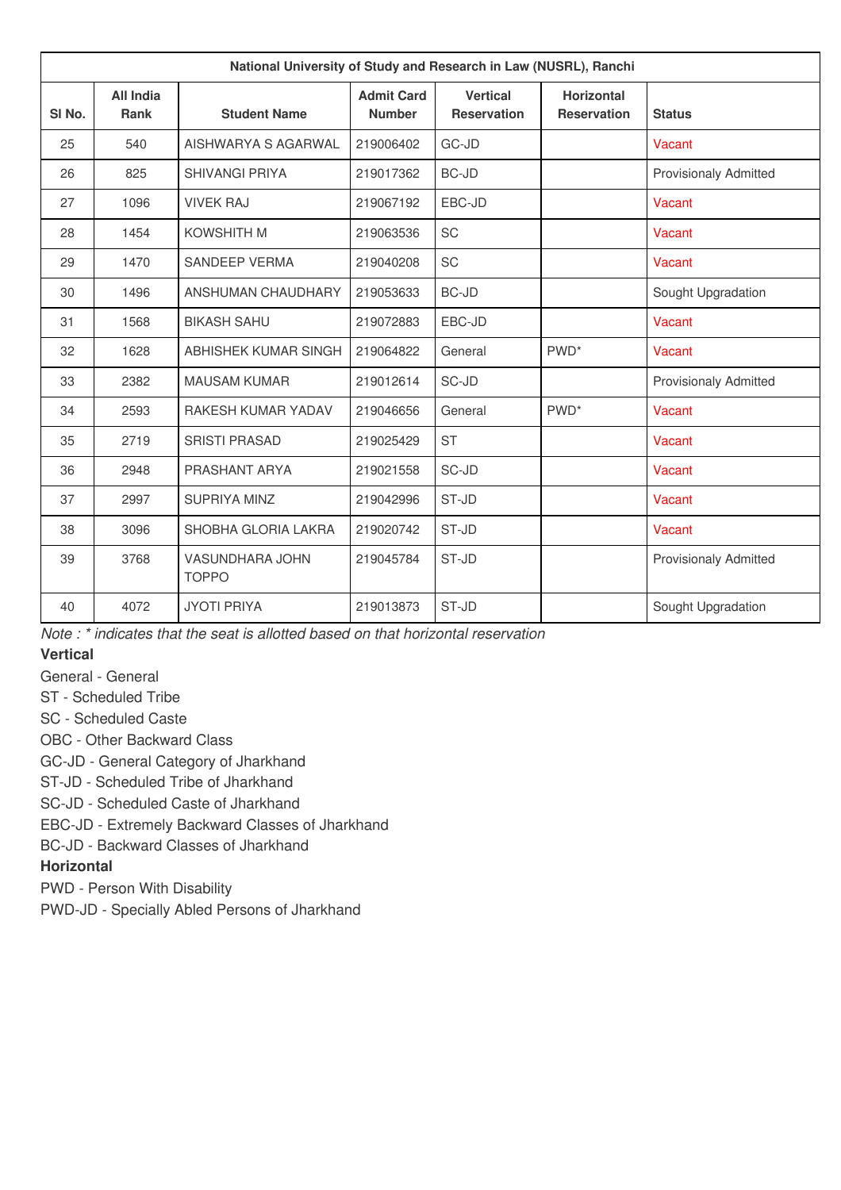| National University of Study and Research in Law (NUSRL), Ranchi | | | | | | |
|---|---|---|---|---|---|---|
| Sl No. | All India Rank | Student Name | Admit Card Number | Vertical Reservation | Horizontal Reservation | Status |
| 25 | 540 | AISHWARYA S AGARWAL | 219006402 | GC-JD | | Vacant |
| 26 | 825 | SHIVANGI PRIYA | 219017362 | BC-JD | | Provisionaly Admitted |
| 27 | 1096 | VIVEK RAJ | 219067192 | EBC-JD | | Vacant |
| 28 | 1454 | KOWSHITH M | 219063536 | SC | | Vacant |
| 29 | 1470 | SANDEEP VERMA | 219040208 | SC | | Vacant |
| 30 | 1496 | ANSHUMAN CHAUDHARY | 219053633 | BC-JD | | Sought Upgradation |
| 31 | 1568 | BIKASH SAHU | 219072883 | EBC-JD | | Vacant |
| 32 | 1628 | ABHISHEK KUMAR SINGH | 219064822 | General | PWD* | Vacant |
| 33 | 2382 | MAUSAM KUMAR | 219012614 | SC-JD | | Provisionaly Admitted |
| 34 | 2593 | RAKESH KUMAR YADAV | 219046656 | General | PWD* | Vacant |
| 35 | 2719 | SRISTI PRASAD | 219025429 | ST | | Vacant |
| 36 | 2948 | PRASHANT ARYA | 219021558 | SC-JD | | Vacant |
| 37 | 2997 | SUPRIYA MINZ | 219042996 | ST-JD | | Vacant |
| 38 | 3096 | SHOBHA GLORIA LAKRA | 219020742 | ST-JD | | Vacant |
| 39 | 3768 | VASUNDHARA JOHN TOPPO | 219045784 | ST-JD | | Provisionaly Admitted |
| 40 | 4072 | JYOTI PRIYA | 219013873 | ST-JD | | Sought Upgradation |

*Note : * indicates that the seat is allotted based on that horizontal reservation*

**Vertical**

General - General
ST - Scheduled Tribe
SC - Scheduled Caste
OBC - Other Backward Class
GC-JD - General Category of Jharkhand
ST-JD - Scheduled Tribe of Jharkhand
SC-JD - Scheduled Caste of Jharkhand
EBC-JD - Extremely Backward Classes of Jharkhand
BC-JD - Backward Classes of Jharkhand

**Horizontal**

PWD - Person With Disability
PWD-JD - Specially Abled Persons of Jharkhand